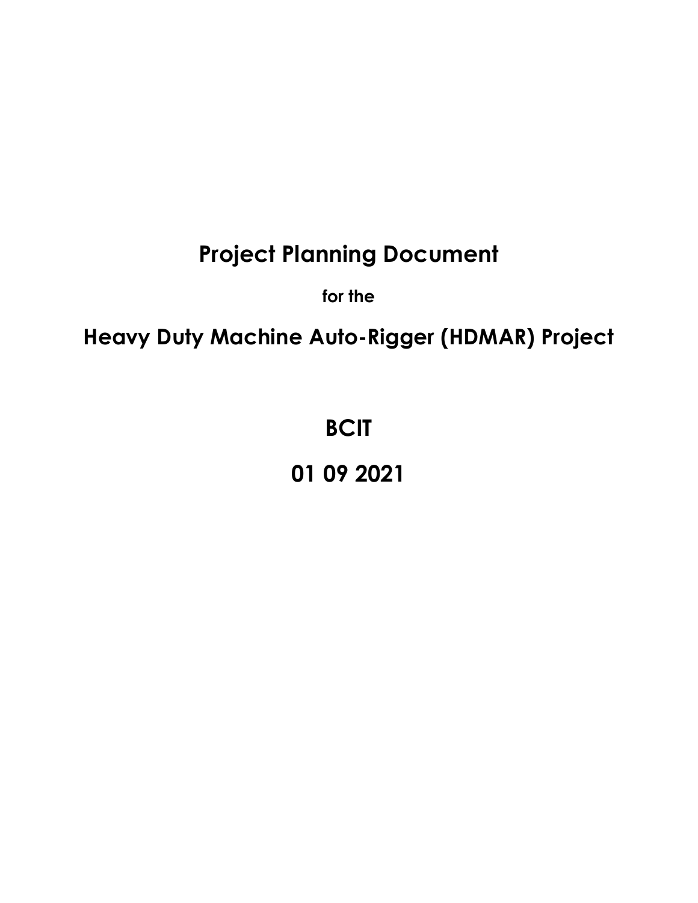# Project Planning Document

**for the**

# Heavy Duty Machine Auto-Rigger (HDMAR) Project

# BCIT

# 01 09 2021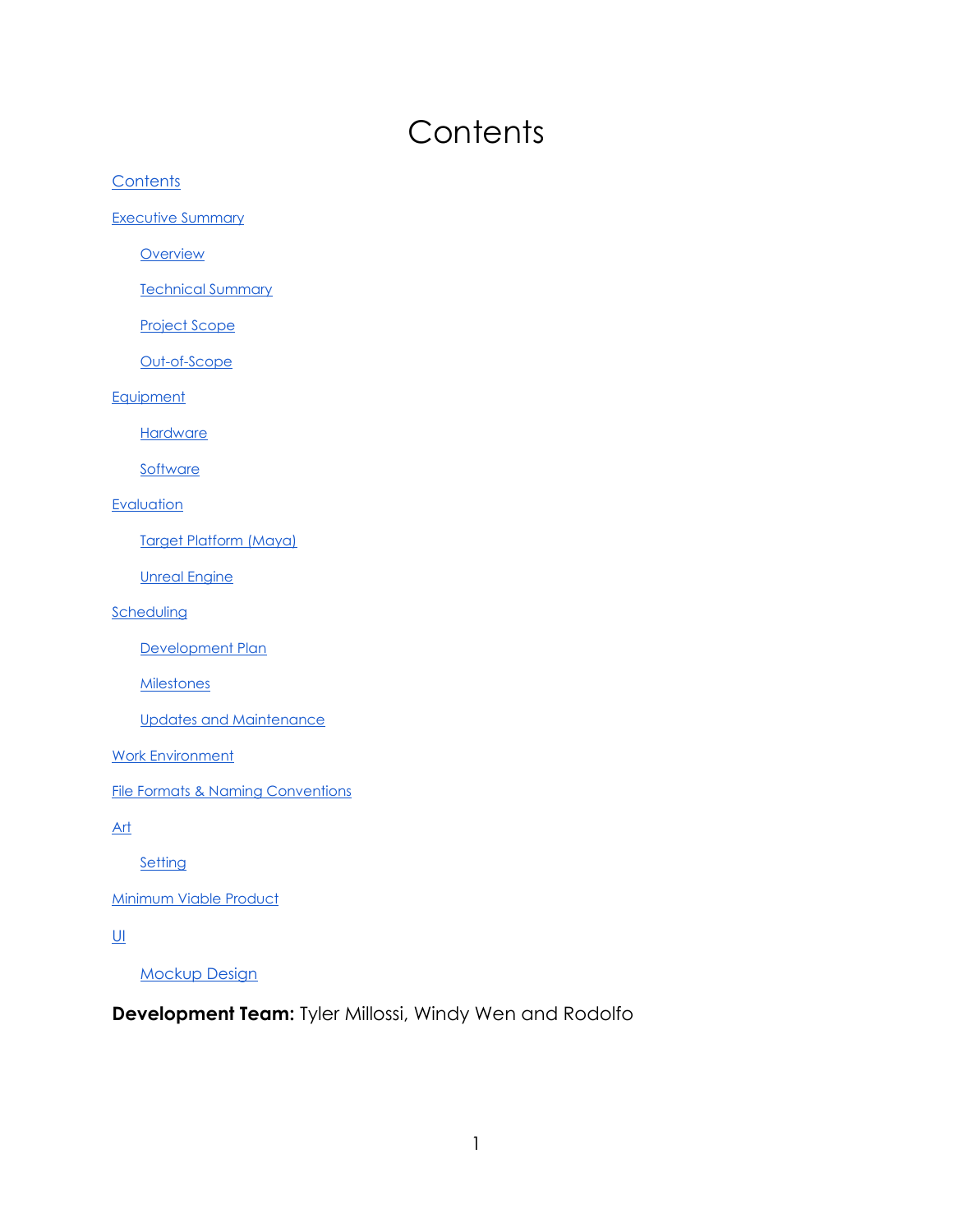# Contents

- [Contents]
- [Executive Summary]
  - [Overview]
  - [Technical Summary]
  - [Project Scope]
  - [Out-of-Scope]
- [Equipment]
  - [Hardware]
  - [Software]
- [Evaluation]
  - [Target Platform (Maya)]
  - [Unreal Engine]
- [Scheduling]
  - [Development Plan]
  - [Milestones]
  - [Updates and Maintenance]
- [Work Environment]
- [File Formats & Naming Conventions]
- [Art]
  - [Setting]
- [Minimum Viable Product]
- [UI]
  - [Mockup Design]

**Development Team:** Tyler Millossi, Windy Wen and Rodolfo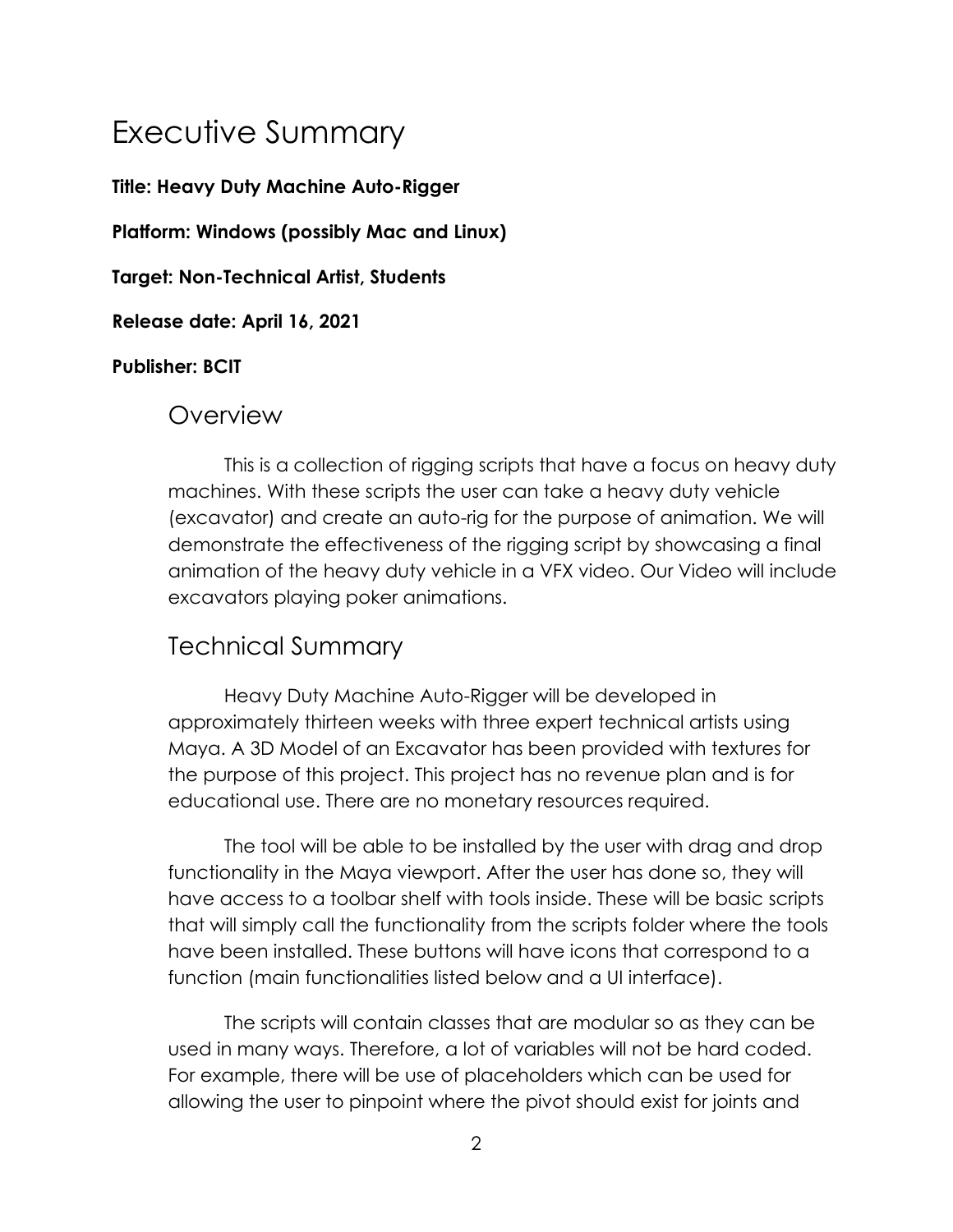# Executive Summary

**Title: Heavy Duty Machine Auto-Rigger**

**Platform: Windows (possibly Mac and Linux)**

**Target: Non-Technical Artist, Students**

**Release date: April 16, 2021**

**Publisher: BCIT**

## Overview

This is a collection of rigging scripts that have a focus on heavy duty machines. With these scripts the user can take a heavy duty vehicle (excavator) and create an auto-rig for the purpose of animation. We will demonstrate the effectiveness of the rigging script by showcasing a final animation of the heavy duty vehicle in a VFX video. Our Video will include excavators playing poker animations.

## Technical Summary

Heavy Duty Machine Auto-Rigger will be developed in approximately thirteen weeks with three expert technical artists using Maya. A 3D Model of an Excavator has been provided with textures for the purpose of this project. This project has no revenue plan and is for educational use. There are no monetary resources required.

The tool will be able to be installed by the user with drag and drop functionality in the Maya viewport. After the user has done so, they will have access to a toolbar shelf with tools inside. These will be basic scripts that will simply call the functionality from the scripts folder where the tools have been installed. These buttons will have icons that correspond to a function (main functionalities listed below and a UI interface).

The scripts will contain classes that are modular so as they can be used in many ways. Therefore, a lot of variables will not be hard coded. For example, there will be use of placeholders which can be used for allowing the user to pinpoint where the pivot should exist for joints and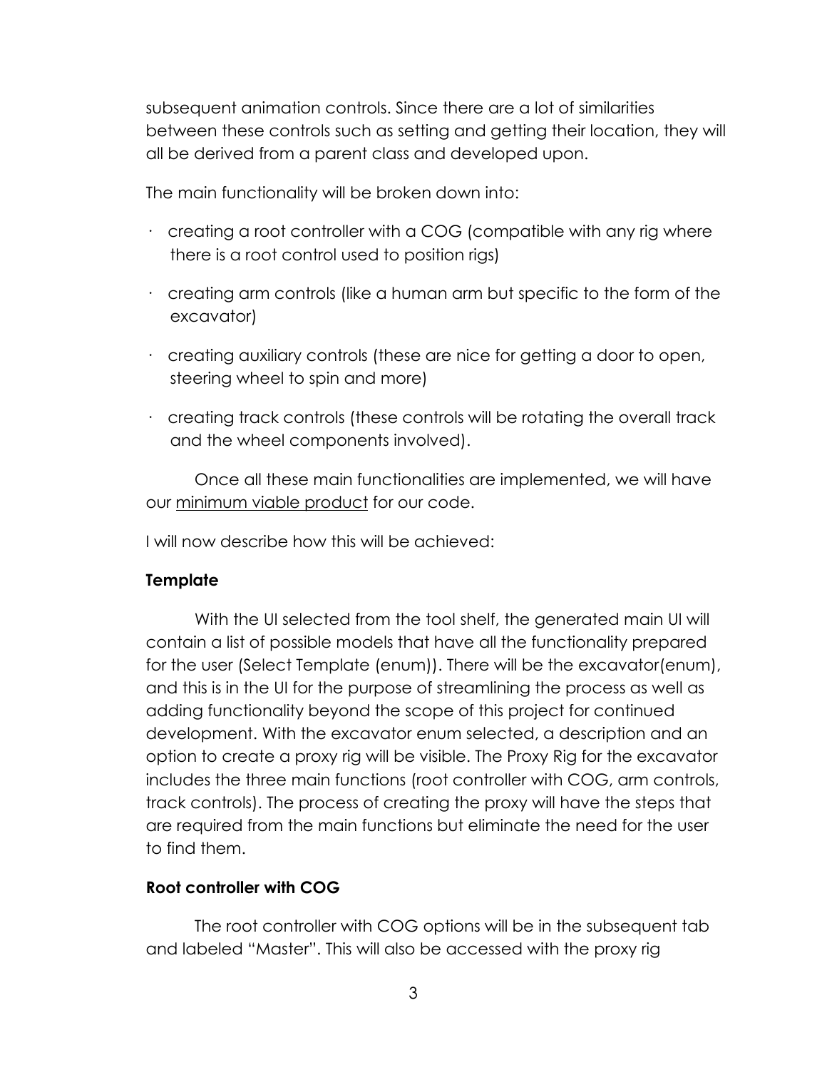subsequent animation controls. Since there are a lot of similarities between these controls such as setting and getting their location, they will all be derived from a parent class and developed upon.

The main functionality will be broken down into:

- creating a root controller with a COG (compatible with any rig where there is a root control used to position rigs)
- creating arm controls (like a human arm but specific to the form of the excavator)
- creating auxiliary controls (these are nice for getting a door to open, steering wheel to spin and more)
- creating track controls (these controls will be rotating the overall track and the wheel components involved).

Once all these main functionalities are implemented, we will have our <u>minimum viable product</u> for our code.

I will now describe how this will be achieved:

**Template**

With the UI selected from the tool shelf, the generated main UI will contain a list of possible models that have all the functionality prepared for the user (Select Template (enum)). There will be the excavator(enum), and this is in the UI for the purpose of streamlining the process as well as adding functionality beyond the scope of this project for continued development. With the excavator enum selected, a description and an option to create a proxy rig will be visible. The Proxy Rig for the excavator includes the three main functions (root controller with COG, arm controls, track controls). The process of creating the proxy will have the steps that are required from the main functions but eliminate the need for the user to find them.

**Root controller with COG**

The root controller with COG options will be in the subsequent tab and labeled "Master". This will also be accessed with the proxy rig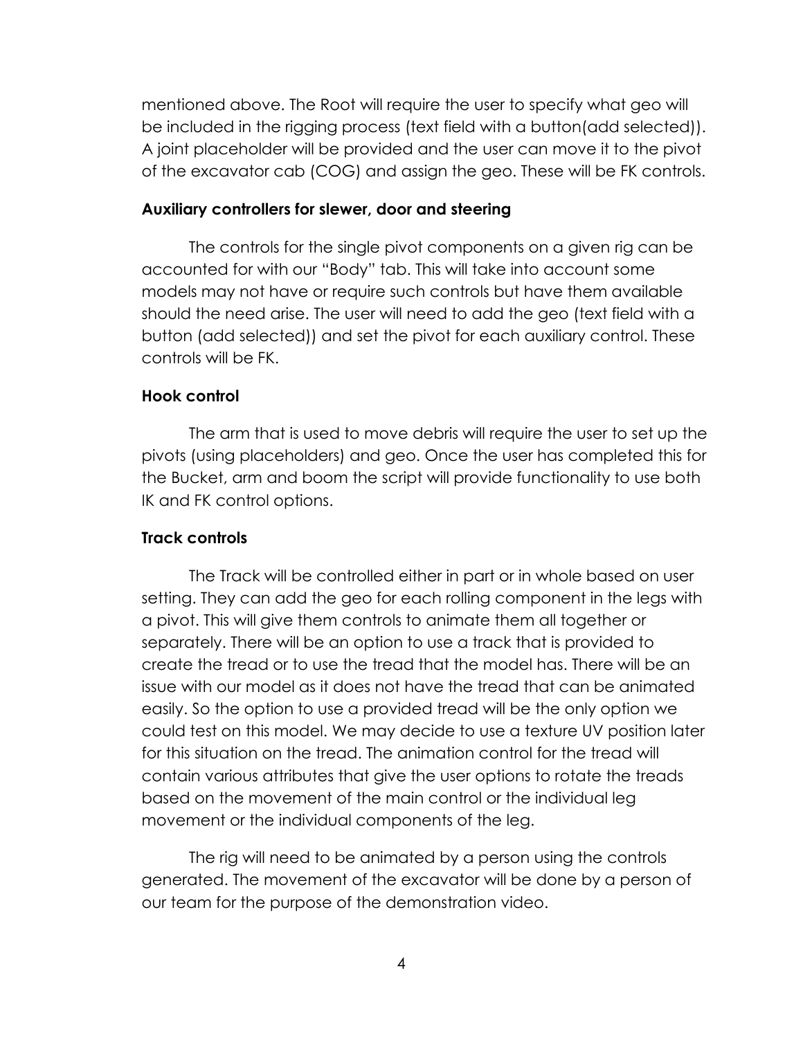mentioned above. The Root will require the user to specify what geo will be included in the rigging process (text field with a button(add selected)). A joint placeholder will be provided and the user can move it to the pivot of the excavator cab (COG) and assign the geo. These will be FK controls.

### Auxiliary controllers for slewer, door and steering

The controls for the single pivot components on a given rig can be accounted for with our "Body" tab. This will take into account some models may not have or require such controls but have them available should the need arise. The user will need to add the geo (text field with a button (add selected)) and set the pivot for each auxiliary control. These controls will be FK.

### Hook control

The arm that is used to move debris will require the user to set up the pivots (using placeholders) and geo. Once the user has completed this for the Bucket, arm and boom the script will provide functionality to use both IK and FK control options.

### Track controls

The Track will be controlled either in part or in whole based on user setting. They can add the geo for each rolling component in the legs with a pivot. This will give them controls to animate them all together or separately. There will be an option to use a track that is provided to create the tread or to use the tread that the model has. There will be an issue with our model as it does not have the tread that can be animated easily. So the option to use a provided tread will be the only option we could test on this model. We may decide to use a texture UV position later for this situation on the tread. The animation control for the tread will contain various attributes that give the user options to rotate the treads based on the movement of the main control or the individual leg movement or the individual components of the leg.

The rig will need to be animated by a person using the controls generated. The movement of the excavator will be done by a person of our team for the purpose of the demonstration video.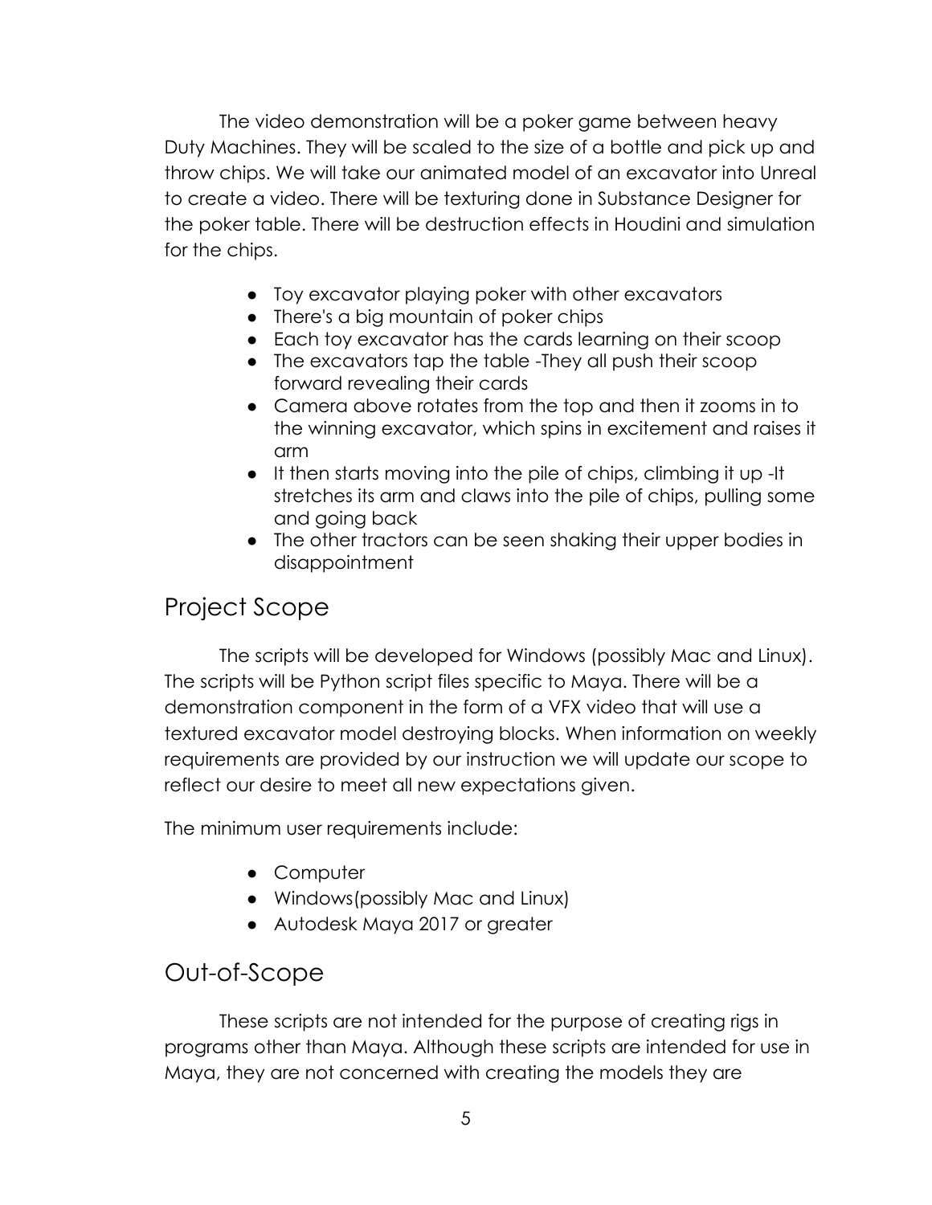The video demonstration will be a poker game between heavy Duty Machines. They will be scaled to the size of a bottle and pick up and throw chips. We will take our animated model of an excavator into Unreal to create a video. There will be texturing done in Substance Designer for the poker table. There will be destruction effects in Houdini and simulation for the chips.

- Toy excavator playing poker with other excavators
- There's a big mountain of poker chips
- Each toy excavator has the cards learning on their scoop
- The excavators tap the table -They all push their scoop forward revealing their cards
- Camera above rotates from the top and then it zooms in to the winning excavator, which spins in excitement and raises it arm
- It then starts moving into the pile of chips, climbing it up -It stretches its arm and claws into the pile of chips, pulling some and going back
- The other tractors can be seen shaking their upper bodies in disappointment

## Project Scope

The scripts will be developed for Windows (possibly Mac and Linux). The scripts will be Python script files specific to Maya. There will be a demonstration component in the form of a VFX video that will use a textured excavator model destroying blocks. When information on weekly requirements are provided by our instruction we will update our scope to reflect our desire to meet all new expectations given.

The minimum user requirements include:

- Computer
- Windows(possibly Mac and Linux)
- Autodesk Maya 2017 or greater

## Out-of-Scope

These scripts are not intended for the purpose of creating rigs in programs other than Maya. Although these scripts are intended for use in Maya, they are not concerned with creating the models they are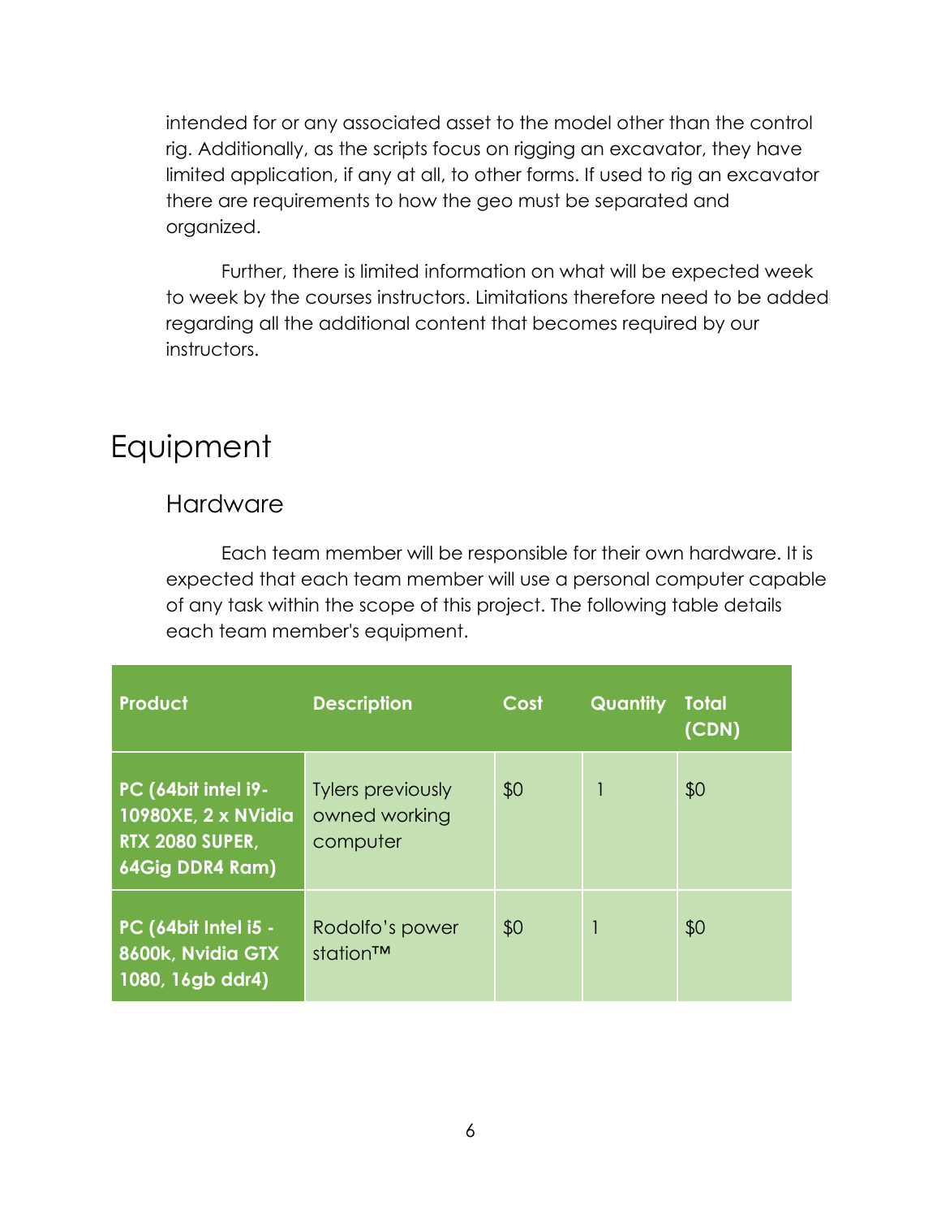intended for or any associated asset to the model other than the control rig. Additionally, as the scripts focus on rigging an excavator, they have limited application, if any at all, to other forms. If used to rig an excavator there are requirements to how the geo must be separated and organized.

Further, there is limited information on what will be expected week to week by the courses instructors. Limitations therefore need to be added regarding all the additional content that becomes required by our instructors.

# Equipment

## Hardware

Each team member will be responsible for their own hardware. It is expected that each team member will use a personal computer capable of any task within the scope of this project. The following table details each team member's equipment.

| Product | Description | Cost | Quantity | Total (CDN) |
|---|---|---|---|---|
| **PC (64bit intel i9-10980XE, 2 x NVidia RTX 2080 SUPER, 64Gig DDR4 Ram)** | Tylers previously owned working computer | $0 | 1 | $0 |
| **PC (64bit Intel i5 - 8600k, Nvidia GTX 1080, 16gb ddr4)** | Rodolfo's power station™ | $0 | 1 | $0 |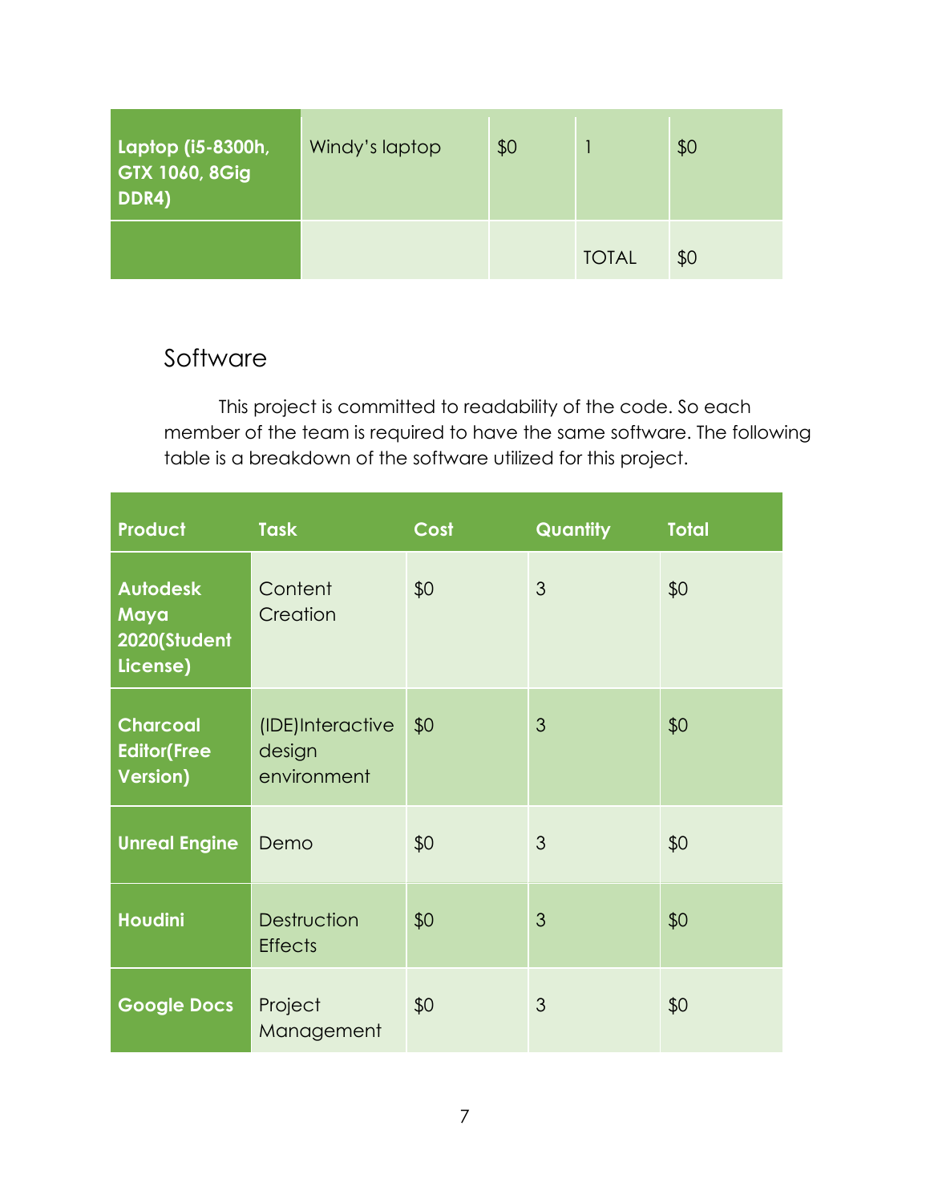| | | | | |
|---|---|---|---|---|
| **Laptop (i5-8300h, GTX 1060, 8Gig DDR4)** | Windy's laptop | $0 | 1 | $0 |
| | | | TOTAL | $0 |

## Software

This project is committed to readability of the code. So each member of the team is required to have the same software. The following table is a breakdown of the software utilized for this project.

| Product | Task | Cost | Quantity | Total |
|---|---|---|---|---|
| **Autodesk Maya 2020(Student License)** | Content Creation | $0 | 3 | $0 |
| **Charcoal Editor(Free Version)** | (IDE)Interactive design environment | $0 | 3 | $0 |
| **Unreal Engine** | Demo | $0 | 3 | $0 |
| **Houdini** | Destruction Effects | $0 | 3 | $0 |
| **Google Docs** | Project Management | $0 | 3 | $0 |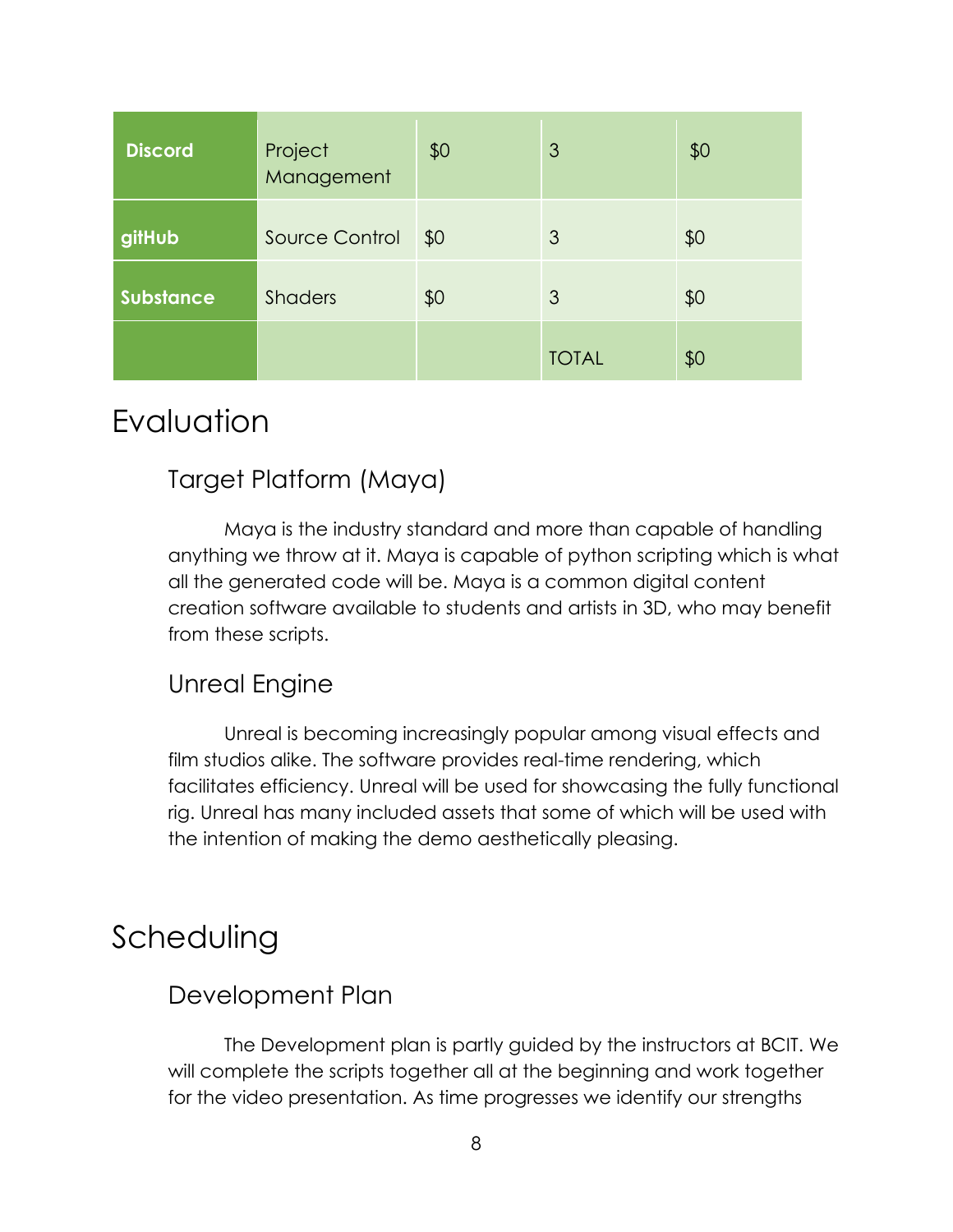| | | | | |
|---|---|---|---|---|
| **Discord** | Project Management | $0 | 3 | $0 |
| **gitHub** | Source Control | $0 | 3 | $0 |
| **Substance** | Shaders | $0 | 3 | $0 |
| | | | TOTAL | $0 |

# Evaluation

## Target Platform (Maya)

Maya is the industry standard and more than capable of handling anything we throw at it. Maya is capable of python scripting which is what all the generated code will be. Maya is a common digital content creation software available to students and artists in 3D, who may benefit from these scripts.

## Unreal Engine

Unreal is becoming increasingly popular among visual effects and film studios alike. The software provides real-time rendering, which facilitates efficiency. Unreal will be used for showcasing the fully functional rig. Unreal has many included assets that some of which will be used with the intention of making the demo aesthetically pleasing.

# Scheduling

## Development Plan

The Development plan is partly guided by the instructors at BCIT. We will complete the scripts together all at the beginning and work together for the video presentation. As time progresses we identify our strengths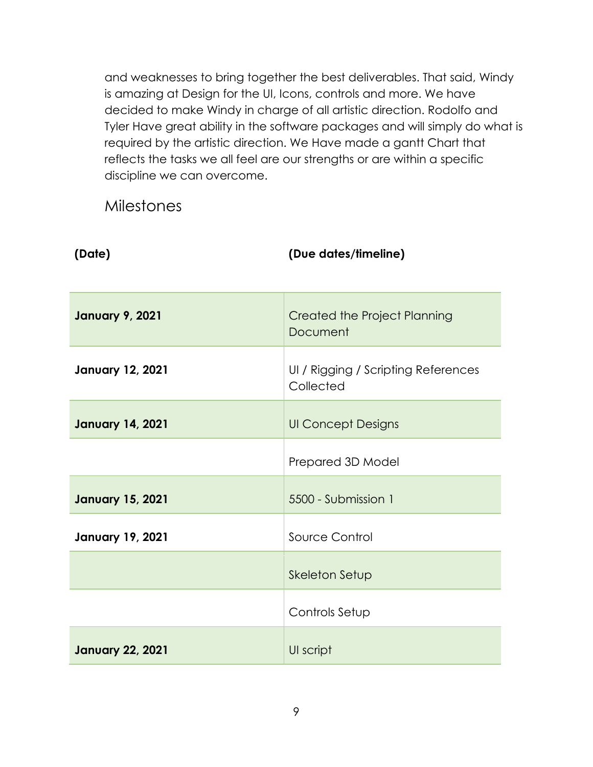and weaknesses to bring together the best deliverables. That said, Windy is amazing at Design for the UI, Icons, controls and more. We have decided to make Windy in charge of all artistic direction. Rodolfo and Tyler Have great ability in the software packages and will simply do what is required by the artistic direction. We Have made a gantt Chart that reflects the tasks we all feel are our strengths or are within a specific discipline we can overcome.

## Milestones

| **(Date)** | **(Due dates/timeline)** |
|---|---|
| **January 9, 2021** | Created the Project Planning Document |
| **January 12, 2021** | UI / Rigging / Scripting References Collected |
| **January 14, 2021** | UI Concept Designs |
| | Prepared 3D Model |
| **January 15, 2021** | 5500 - Submission 1 |
| **January 19, 2021** | Source Control |
| | Skeleton Setup |
| | Controls Setup |
| **January 22, 2021** | UI script |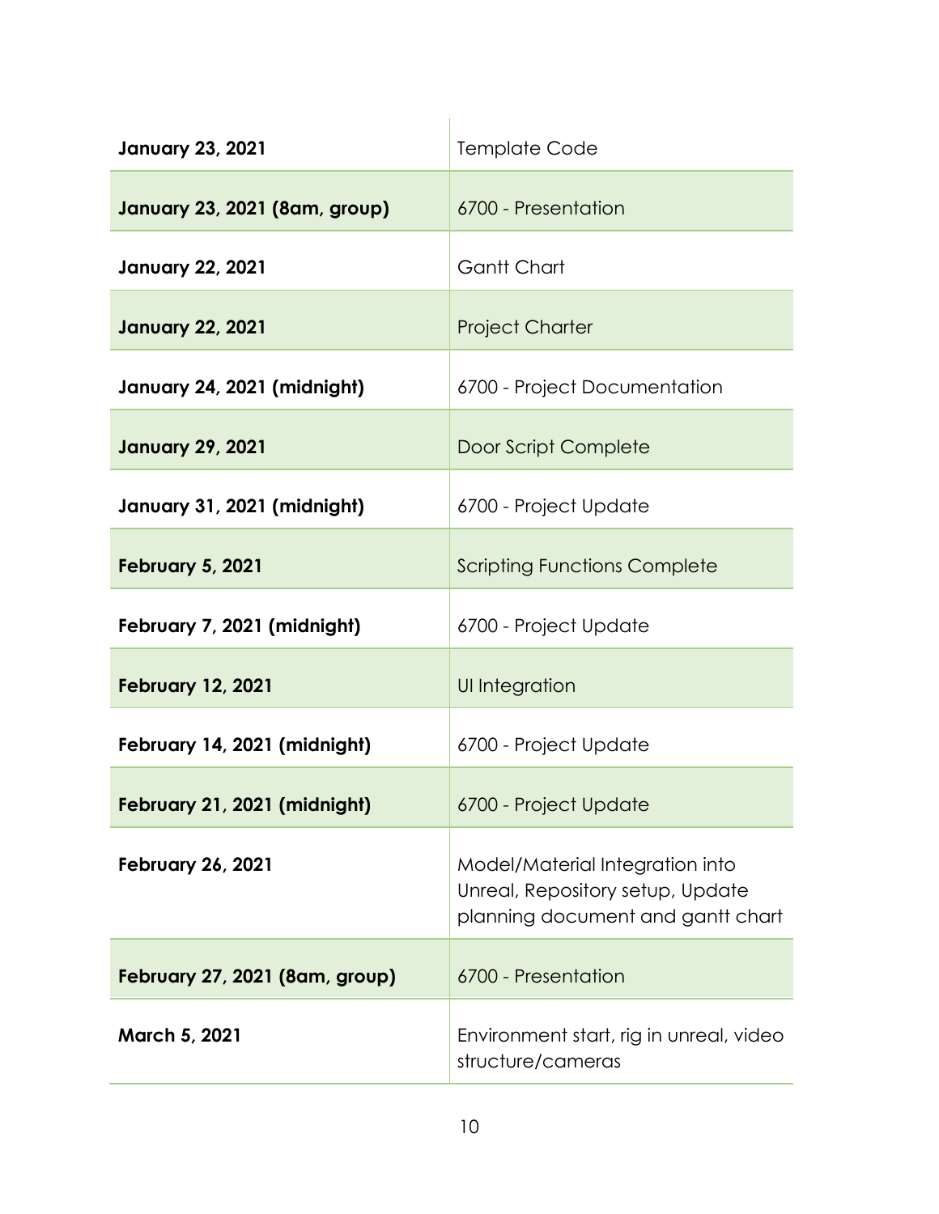| | |
|---|---|
| **January 23, 2021** | Template Code |
| **January 23, 2021 (8am, group)** | 6700 - Presentation |
| **January 22, 2021** | Gantt Chart |
| **January 22, 2021** | Project Charter |
| **January 24, 2021 (midnight)** | 6700 - Project Documentation |
| **January 29, 2021** | Door Script Complete |
| **January 31, 2021 (midnight)** | 6700 - Project Update |
| **February 5, 2021** | Scripting Functions Complete |
| **February 7, 2021 (midnight)** | 6700 - Project Update |
| **February 12, 2021** | UI Integration |
| **February 14, 2021 (midnight)** | 6700 - Project Update |
| **February 21, 2021 (midnight)** | 6700 - Project Update |
| **February 26, 2021** | Model/Material Integration into Unreal, Repository setup, Update planning document and gantt chart |
| **February 27, 2021 (8am, group)** | 6700 - Presentation |
| **March 5, 2021** | Environment start, rig in unreal, video structure/cameras |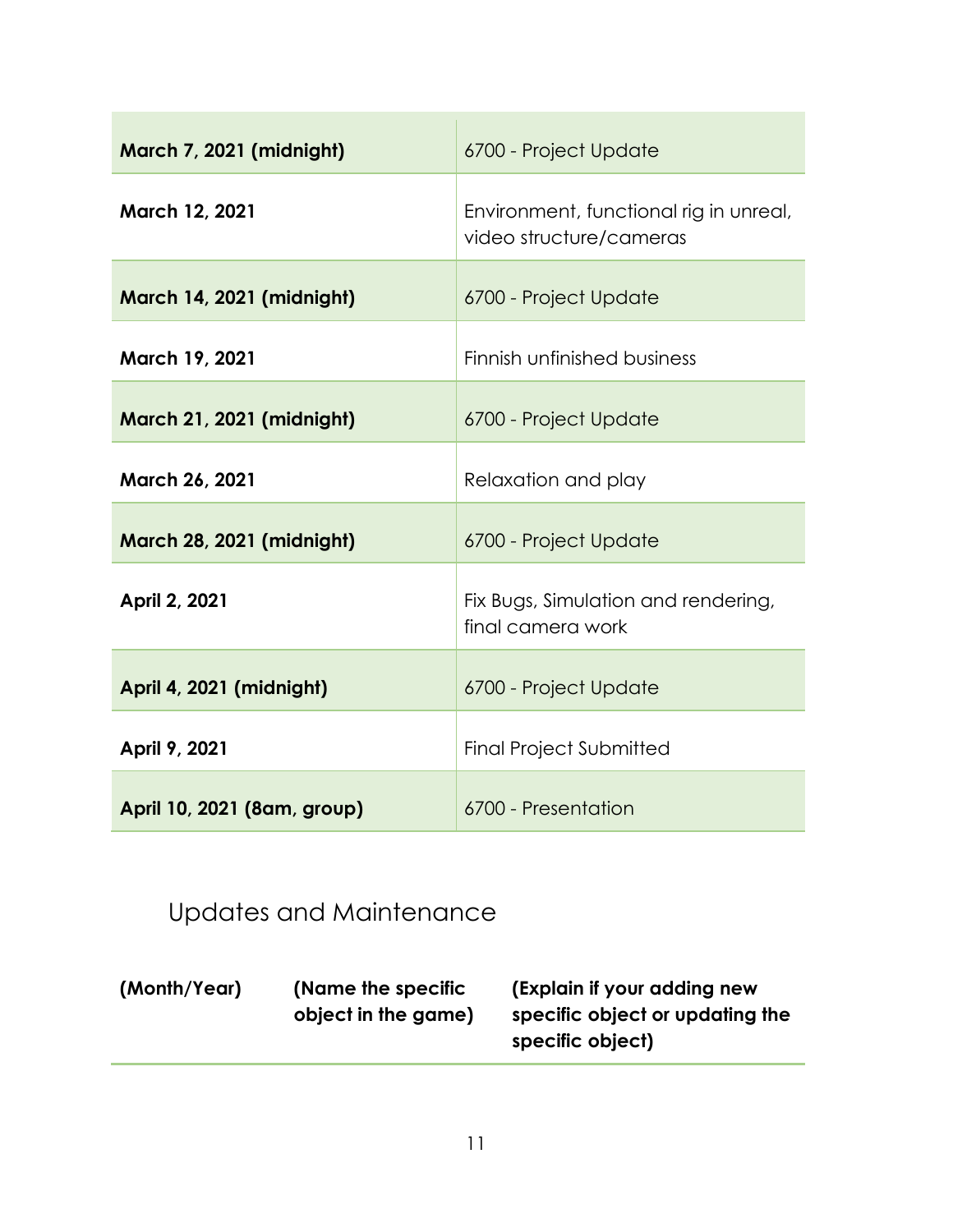| **March 7, 2021 (midnight)** | 6700 - Project Update |
|---|---|
| **March 12, 2021** | Environment, functional rig in unreal, video structure/cameras |
| **March 14, 2021 (midnight)** | 6700 - Project Update |
| **March 19, 2021** | Finnish unfinished business |
| **March 21, 2021 (midnight)** | 6700 - Project Update |
| **March 26, 2021** | Relaxation and play |
| **March 28, 2021 (midnight)** | 6700 - Project Update |
| **April 2, 2021** | Fix Bugs, Simulation and rendering, final camera work |
| **April 4, 2021 (midnight)** | 6700 - Project Update |
| **April 9, 2021** | Final Project Submitted |
| **April 10, 2021 (8am, group)** | 6700 - Presentation |

## Updates and Maintenance

| **(Month/Year)** | **(Name the specific object in the game)** | **(Explain if your adding new specific object or updating the specific object)** |
|---|---|---|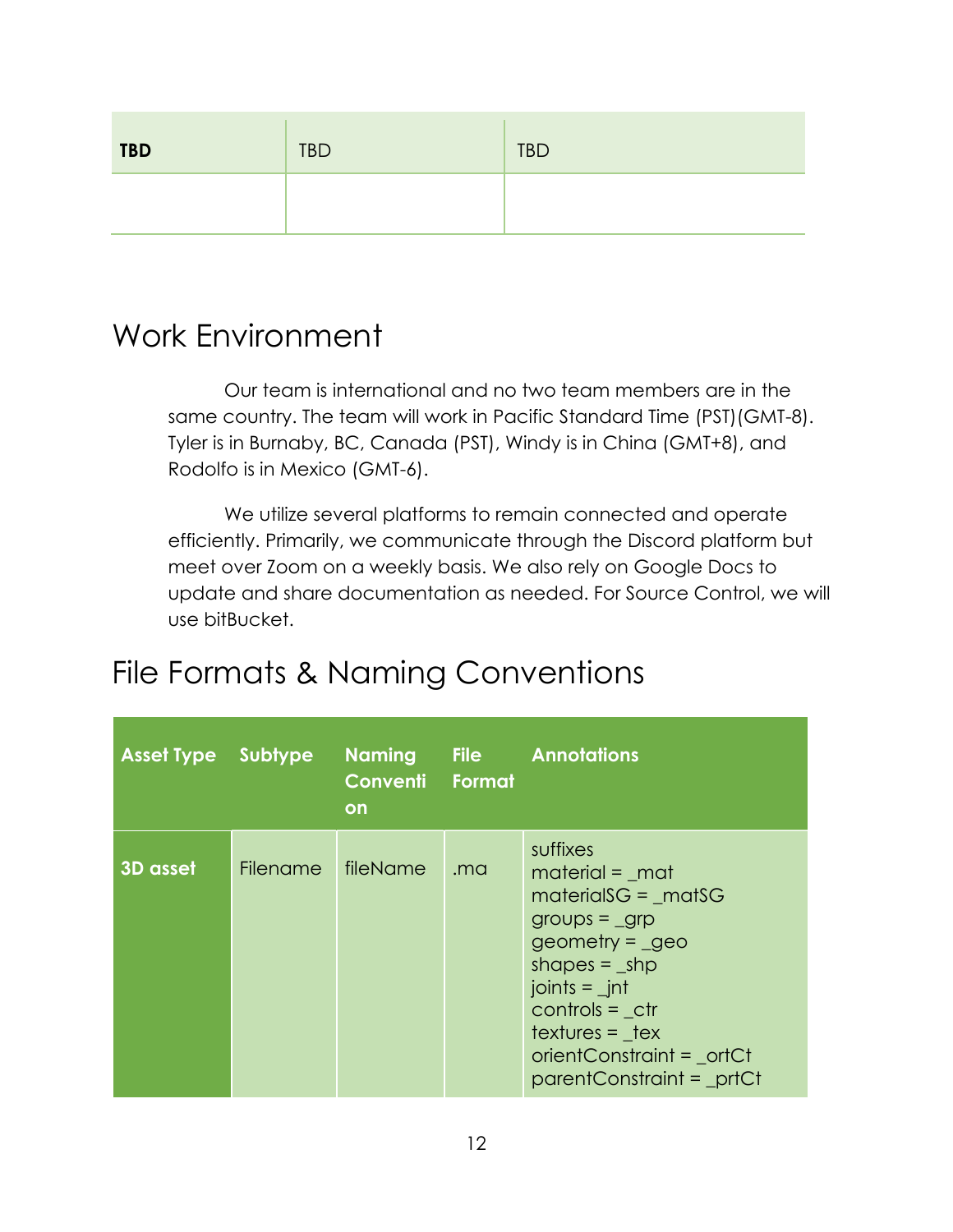| | | |
|---|---|---|
| **TBD** | TBD | TBD |
| | | |

## Work Environment

Our team is international and no two team members are in the same country. The team will work in Pacific Standard Time (PST)(GMT-8). Tyler is in Burnaby, BC, Canada (PST), Windy is in China (GMT+8), and Rodolfo is in Mexico (GMT-6).

We utilize several platforms to remain connected and operate efficiently. Primarily, we communicate through the Discord platform but meet over Zoom on a weekly basis. We also rely on Google Docs to update and share documentation as needed. For Source Control, we will use bitBucket.

## File Formats & Naming Conventions

| Asset Type | Subtype | Naming Convention | File Format | Annotations |
|---|---|---|---|---|
| **3D asset** | Filename | fileName | .ma | suffixes<br>material = _mat<br>materialSG = _matSG<br>groups = _grp<br>geometry = _geo<br>shapes = _shp<br>joints = _jnt<br>controls = _ctr<br>textures = _tex<br>orientConstraint = _ortCt<br>parentConstraint = _prtCt |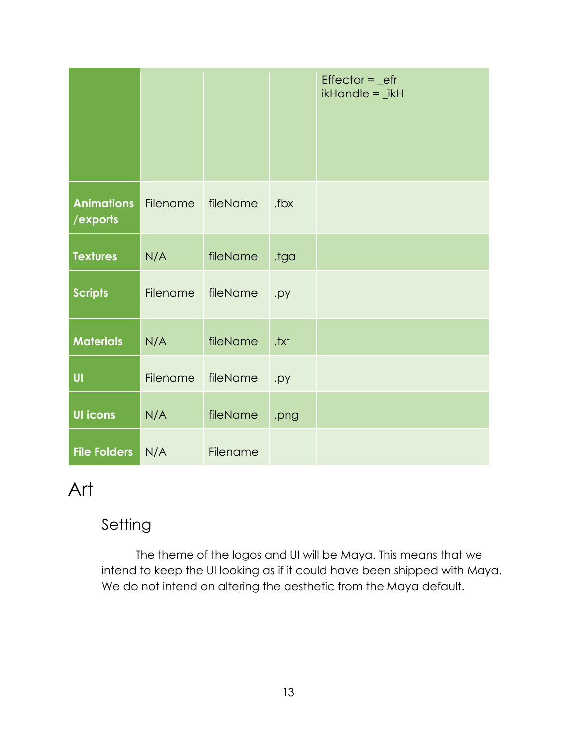| | | | | |
|---|---|---|---|---|
| | | | | Effector = _efr<br>ikHandle = _ikH |
| **Animations /exports** | Filename | fileName | .fbx | |
| **Textures** | N/A | fileName | .tga | |
| **Scripts** | Filename | fileName | .py | |
| **Materials** | N/A | fileName | .txt | |
| **UI** | Filename | fileName | .py | |
| **UI icons** | N/A | fileName | .png | |
| **File Folders** | N/A | Filename | | |

# Art

## Setting

The theme of the logos and UI will be Maya. This means that we intend to keep the UI looking as if it could have been shipped with Maya. We do not intend on altering the aesthetic from the Maya default.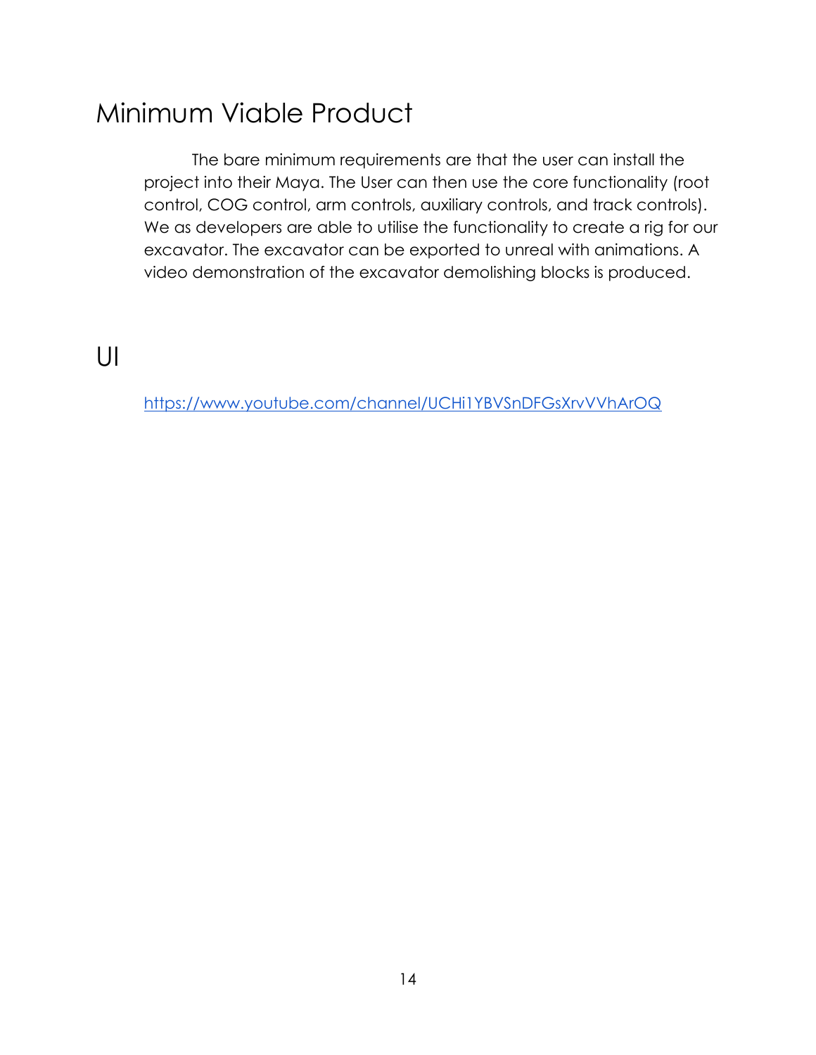# Minimum Viable Product

The bare minimum requirements are that the user can install the project into their Maya. The User can then use the core functionality (root control, COG control, arm controls, auxiliary controls, and track controls). We as developers are able to utilise the functionality to create a rig for our excavator. The excavator can be exported to unreal with animations. A video demonstration of the excavator demolishing blocks is produced.

# UI

https://www.youtube.com/channel/UCHi1YBVSnDFGsXrvVVhArOQ